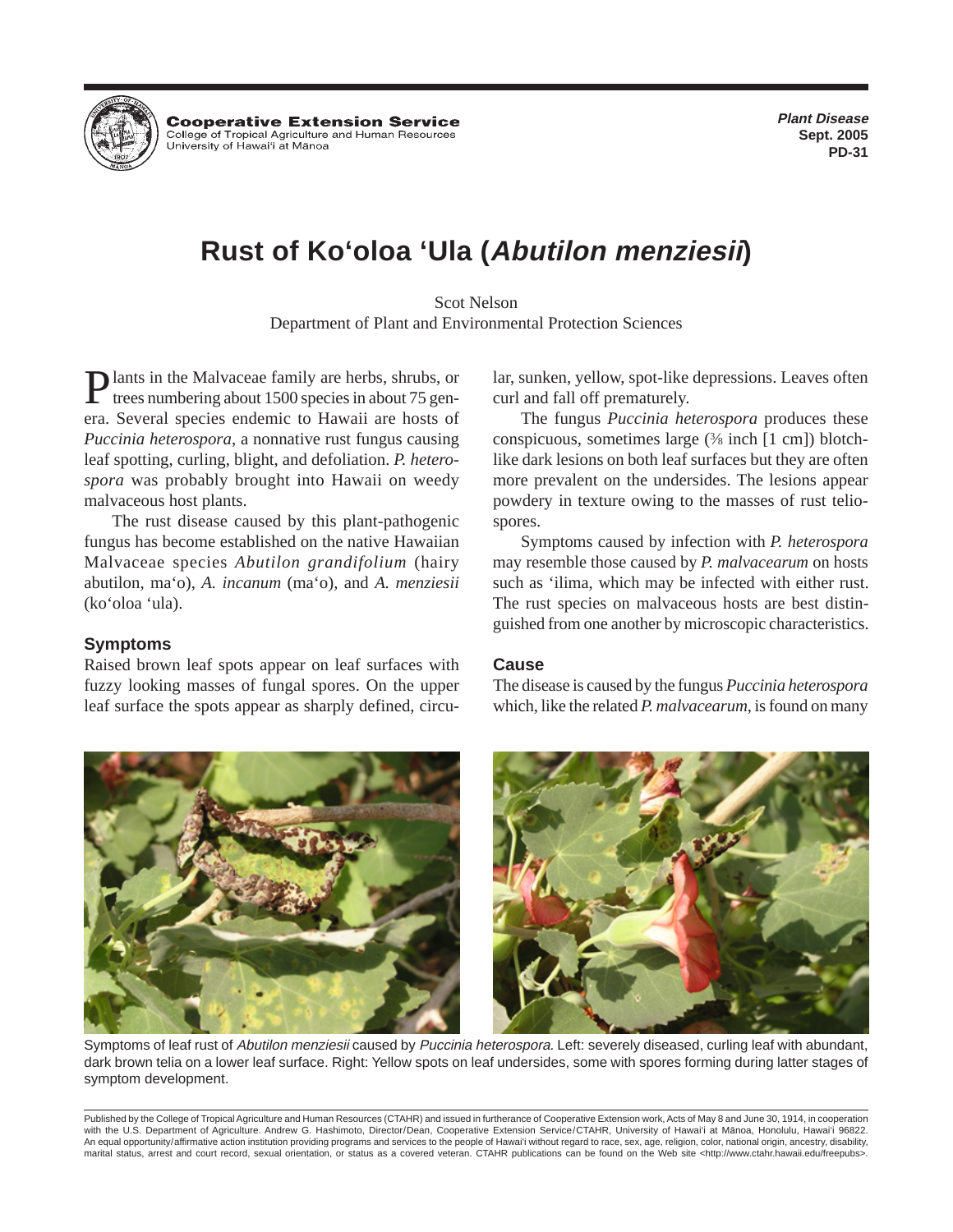Cooperative Extension Service
College of Tropical Agriculture and Human Resources
University of Hawai'i at Mānoa

**Plant Disease**
**Sept. 2005**
**PD-31**

# Rust of Ko'oloa 'Ula (*Abutilon menziesii*)

Scot Nelson
Department of Plant and Environmental Protection Sciences

Plants in the Malvaceae family are herbs, shrubs, or trees numbering about 1500 species in about 75 genera. Several species endemic to Hawaii are hosts of *Puccinia heterospora*, a nonnative rust fungus causing leaf spotting, curling, blight, and defoliation. *P. heterospora* was probably brought into Hawaii on weedy malvaceous host plants.

The rust disease caused by this plant-pathogenic fungus has become established on the native Hawaiian Malvaceae species *Abutilon grandifolium* (hairy abutilon, ma'o), *A. incanum* (ma'o), and *A. menziesii* (ko'oloa 'ula).

## Symptoms

Raised brown leaf spots appear on leaf surfaces with fuzzy looking masses of fungal spores. On the upper leaf surface the spots appear as sharply defined, circular, sunken, yellow, spot-like depressions. Leaves often curl and fall off prematurely.

The fungus *Puccinia heterospora* produces these conspicuous, sometimes large (⅜ inch [1 cm]) blotch-like dark lesions on both leaf surfaces but they are often more prevalent on the undersides. The lesions appear powdery in texture owing to the masses of rust teliospores.

Symptoms caused by infection with *P. heterospora* may resemble those caused by *P. malvacearum* on hosts such as 'ilima, which may be infected with either rust. The rust species on malvaceous hosts are best distinguished from one another by microscopic characteristics.

## Cause

The disease is caused by the fungus *Puccinia heterospora* which, like the related *P. malvacearum*, is found on many

Symptoms of leaf rust of *Abutilon menziesii* caused by *Puccinia heterospora*. Left: severely diseased, curling leaf with abundant, dark brown telia on a lower leaf surface. Right: Yellow spots on leaf undersides, some with spores forming during latter stages of symptom development.

Published by the College of Tropical Agriculture and Human Resources (CTAHR) and issued in furtherance of Cooperative Extension work, Acts of May 8 and June 30, 1914, in cooperation with the U.S. Department of Agriculture. Andrew G. Hashimoto, Director/Dean, Cooperative Extension Service/CTAHR, University of Hawai'i at Mānoa, Honolulu, Hawai'i 96822. An equal opportunity/affirmative action institution providing programs and services to the people of Hawai'i without regard to race, sex, age, religion, color, national origin, ancestry, disability, marital status, arrest and court record, sexual orientation, or status as a covered veteran. CTAHR publications can be found on the Web site <http://www.ctahr.hawaii.edu/freepubs>.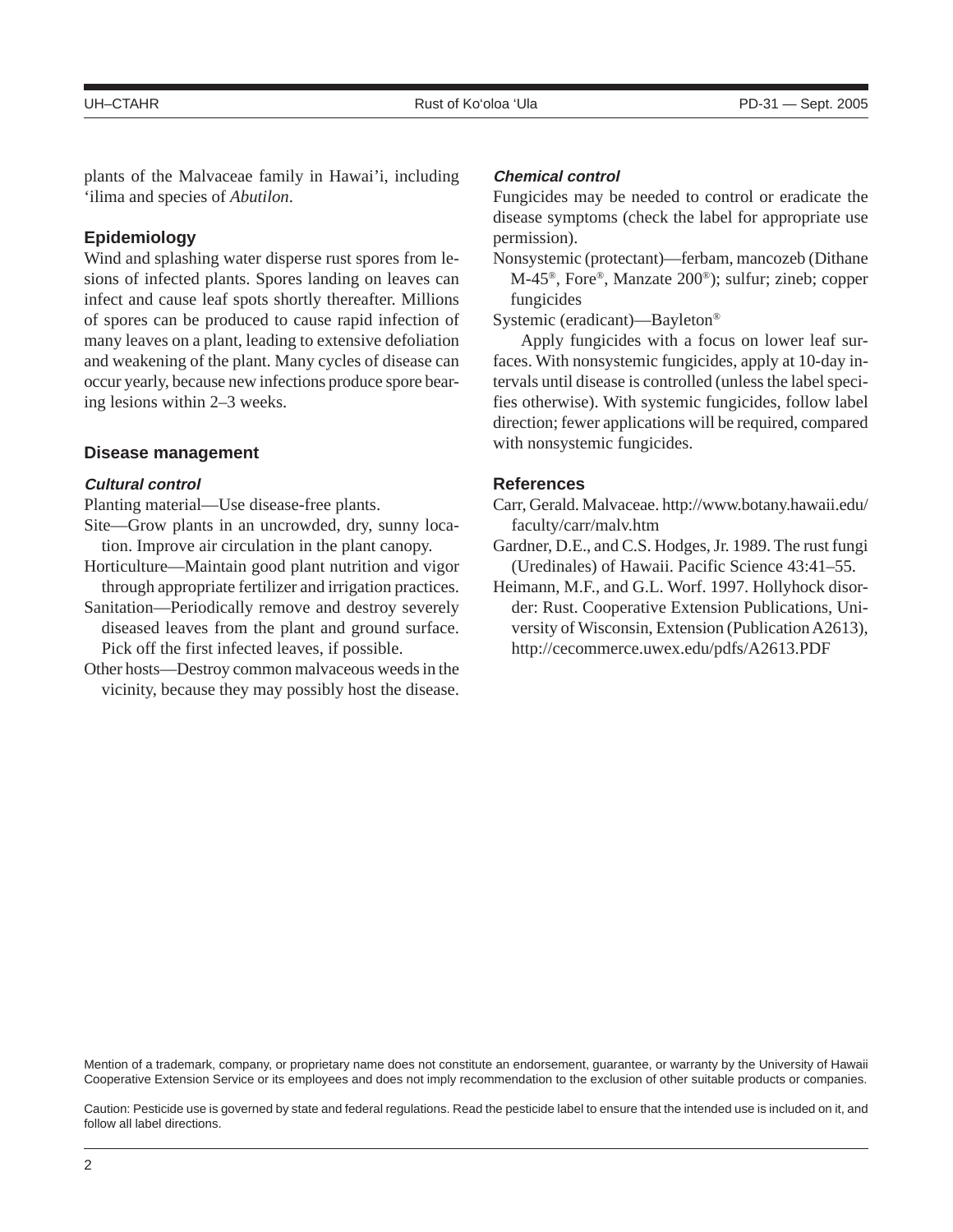plants of the Malvaceae family in Hawai'i, including 'ilima and species of *Abutilon*.

## Epidemiology

Wind and splashing water disperse rust spores from lesions of infected plants. Spores landing on leaves can infect and cause leaf spots shortly thereafter. Millions of spores can be produced to cause rapid infection of many leaves on a plant, leading to extensive defoliation and weakening of the plant. Many cycles of disease can occur yearly, because new infections produce spore bearing lesions within 2–3 weeks.

## Disease management

### *Cultural control*

Planting material—Use disease-free plants.

Site—Grow plants in an uncrowded, dry, sunny location. Improve air circulation in the plant canopy.

Horticulture—Maintain good plant nutrition and vigor through appropriate fertilizer and irrigation practices.

Sanitation—Periodically remove and destroy severely diseased leaves from the plant and ground surface. Pick off the first infected leaves, if possible.

Other hosts—Destroy common malvaceous weeds in the vicinity, because they may possibly host the disease.

### *Chemical control*

Fungicides may be needed to control or eradicate the disease symptoms (check the label for appropriate use permission).

Nonsystemic (protectant)—ferbam, mancozeb (Dithane M-45®, Fore®, Manzate 200®); sulfur; zineb; copper fungicides

Systemic (eradicant)—Bayleton®

Apply fungicides with a focus on lower leaf surfaces. With nonsystemic fungicides, apply at 10-day intervals until disease is controlled (unless the label specifies otherwise). With systemic fungicides, follow label direction; fewer applications will be required, compared with nonsystemic fungicides.

## References

Carr, Gerald. Malvaceae. http://www.botany.hawaii.edu/faculty/carr/malv.htm

Gardner, D.E., and C.S. Hodges, Jr. 1989. The rust fungi (Uredinales) of Hawaii. Pacific Science 43:41–55.

Heimann, M.F., and G.L. Worf. 1997. Hollyhock disorder: Rust. Cooperative Extension Publications, University of Wisconsin, Extension (Publication A2613), http://cecommerce.uwex.edu/pdfs/A2613.PDF

Mention of a trademark, company, or proprietary name does not constitute an endorsement, guarantee, or warranty by the University of Hawaii Cooperative Extension Service or its employees and does not imply recommendation to the exclusion of other suitable products or companies.

Caution: Pesticide use is governed by state and federal regulations. Read the pesticide label to ensure that the intended use is included on it, and follow all label directions.